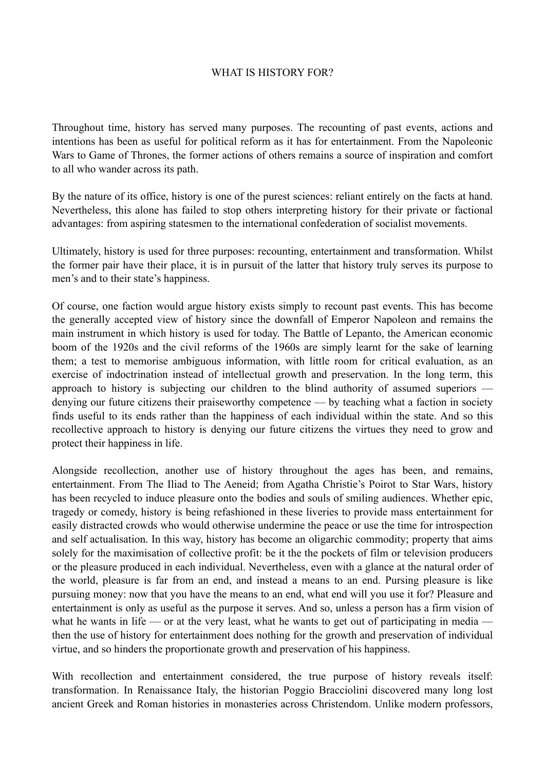# WHAT IS HISTORY FOR?

Throughout time, history has served many purposes. The recounting of past events, actions and intentions has been as useful for political reform as it has for entertainment. From the Napoleonic Wars to Game of Thrones, the former actions of others remains a source of inspiration and comfort to all who wander across its path.

By the nature of its office, history is one of the purest sciences: reliant entirely on the facts at hand. Nevertheless, this alone has failed to stop others interpreting history for their private or factional advantages: from aspiring statesmen to the international confederation of socialist movements.

Ultimately, history is used for three purposes: recounting, entertainment and transformation. Whilst the former pair have their place, it is in pursuit of the latter that history truly serves its purpose to men's and to their state's happiness.

Of course, one faction would argue history exists simply to recount past events. This has become the generally accepted view of history since the downfall of Emperor Napoleon and remains the main instrument in which history is used for today. The Battle of Lepanto, the American economic boom of the 1920s and the civil reforms of the 1960s are simply learnt for the sake of learning them; a test to memorise ambiguous information, with little room for critical evaluation, as an exercise of indoctrination instead of intellectual growth and preservation. In the long term, this approach to history is subjecting our children to the blind authority of assumed superiors — denying our future citizens their praiseworthy competence — by teaching what a faction in society finds useful to its ends rather than the happiness of each individual within the state. And so this recollective approach to history is denying our future citizens the virtues they need to grow and protect their happiness in life.

Alongside recollection, another use of history throughout the ages has been, and remains, entertainment. From The Iliad to The Aeneid; from Agatha Christie's Poirot to Star Wars, history has been recycled to induce pleasure onto the bodies and souls of smiling audiences. Whether epic, tragedy or comedy, history is being refashioned in these liveries to provide mass entertainment for easily distracted crowds who would otherwise undermine the peace or use the time for introspection and self actualisation. In this way, history has become an oligarchic commodity; property that aims solely for the maximisation of collective profit: be it the the pockets of film or television producers or the pleasure produced in each individual. Nevertheless, even with a glance at the natural order of the world, pleasure is far from an end, and instead a means to an end. Pursing pleasure is like pursuing money: now that you have the means to an end, what end will you use it for? Pleasure and entertainment is only as useful as the purpose it serves. And so, unless a person has a firm vision of what he wants in life — or at the very least, what he wants to get out of participating in media — then the use of history for entertainment does nothing for the growth and preservation of individual virtue, and so hinders the proportionate growth and preservation of his happiness.

With recollection and entertainment considered, the true purpose of history reveals itself: transformation. In Renaissance Italy, the historian Poggio Bracciolini discovered many long lost ancient Greek and Roman histories in monasteries across Christendom. Unlike modern professors,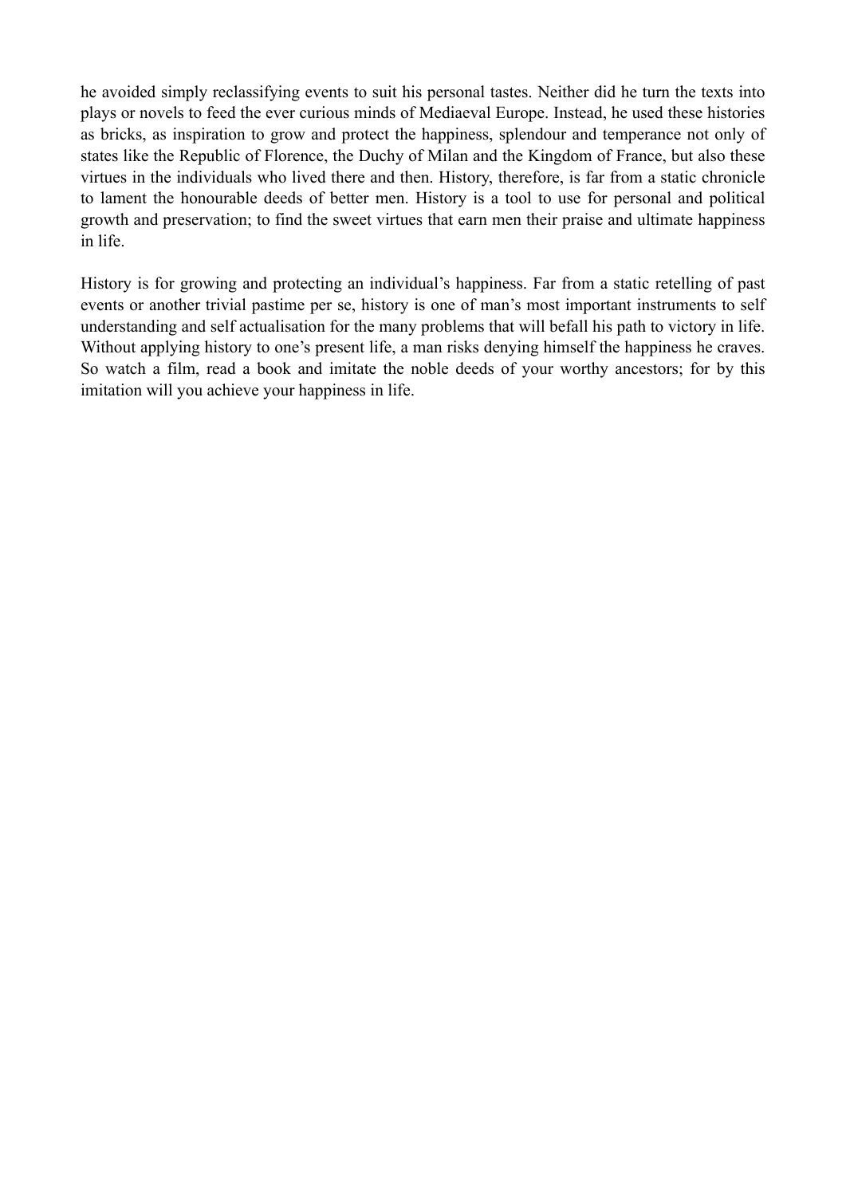he avoided simply reclassifying events to suit his personal tastes. Neither did he turn the texts into plays or novels to feed the ever curious minds of Mediaeval Europe. Instead, he used these histories as bricks, as inspiration to grow and protect the happiness, splendour and temperance not only of states like the Republic of Florence, the Duchy of Milan and the Kingdom of France, but also these virtues in the individuals who lived there and then. History, therefore, is far from a static chronicle to lament the honourable deeds of better men. History is a tool to use for personal and political growth and preservation; to find the sweet virtues that earn men their praise and ultimate happiness in life.

History is for growing and protecting an individual's happiness. Far from a static retelling of past events or another trivial pastime per se, history is one of man's most important instruments to self understanding and self actualisation for the many problems that will befall his path to victory in life. Without applying history to one's present life, a man risks denying himself the happiness he craves. So watch a film, read a book and imitate the noble deeds of your worthy ancestors; for by this imitation will you achieve your happiness in life.